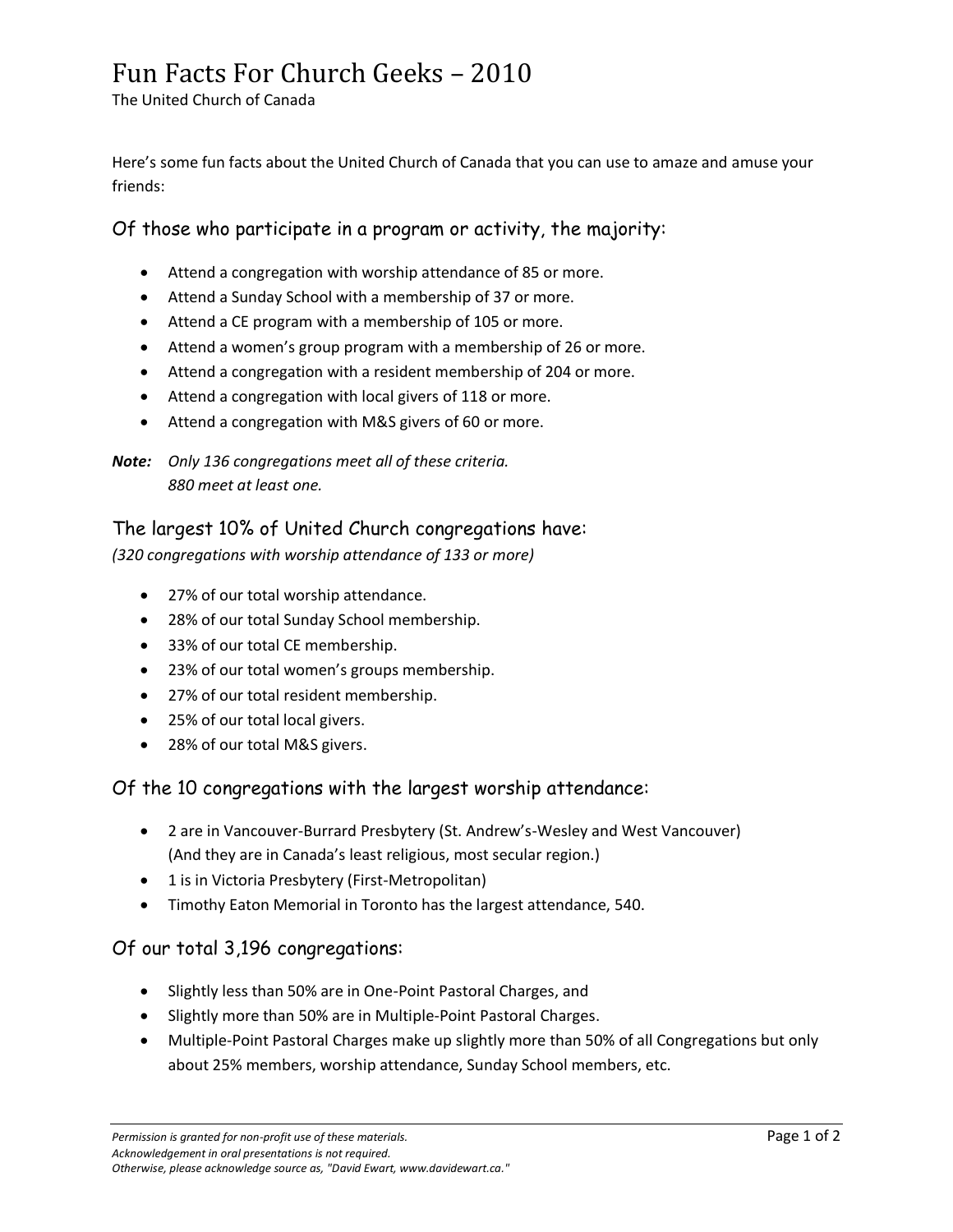# Fun Facts For Church Geeks – 2010

The United Church of Canada

Here's some fun facts about the United Church of Canada that you can use to amaze and amuse your friends:

## Of those who participate in a program or activity, the majority:

- Attend a congregation with worship attendance of 85 or more.
- Attend a Sunday School with a membership of 37 or more.
- Attend a CE program with a membership of 105 or more.
- Attend a women's group program with a membership of 26 or more.
- Attend a congregation with a resident membership of 204 or more.
- Attend a congregation with local givers of 118 or more.
- Attend a congregation with M&S givers of 60 or more.

***Note:*** *Only 136 congregations meet all of these criteria.*
*880 meet at least one.*

## The largest 10% of United Church congregations have:

*(320 congregations with worship attendance of 133 or more)*

- 27% of our total worship attendance.
- 28% of our total Sunday School membership.
- 33% of our total CE membership.
- 23% of our total women's groups membership.
- 27% of our total resident membership.
- 25% of our total local givers.
- 28% of our total M&S givers.

## Of the 10 congregations with the largest worship attendance:

- 2 are in Vancouver-Burrard Presbytery (St. Andrew's-Wesley and West Vancouver) (And they are in Canada's least religious, most secular region.)
- 1 is in Victoria Presbytery (First-Metropolitan)
- Timothy Eaton Memorial in Toronto has the largest attendance, 540.

## Of our total 3,196 congregations:

- Slightly less than 50% are in One-Point Pastoral Charges, and
- Slightly more than 50% are in Multiple-Point Pastoral Charges.
- Multiple-Point Pastoral Charges make up slightly more than 50% of all Congregations but only about 25% members, worship attendance, Sunday School members, etc.

*Permission is granted for non-profit use of these materials.*
*Acknowledgement in oral presentations is not required.*
*Otherwise, please acknowledge source as, "David Ewart, www.davidewart.ca."*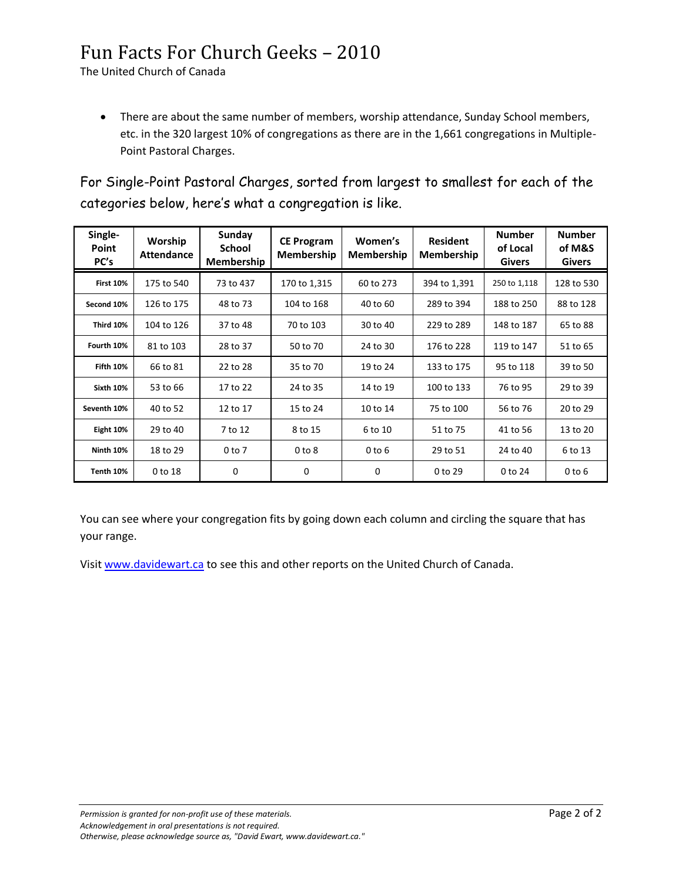# Fun Facts For Church Geeks – 2010

The United Church of Canada

- There are about the same number of members, worship attendance, Sunday School members, etc. in the 320 largest 10% of congregations as there are in the 1,661 congregations in Multiple-Point Pastoral Charges.

For Single-Point Pastoral Charges, sorted from largest to smallest for each of the categories below, here's what a congregation is like.

| Single-Point PC's | Worship Attendance | Sunday School Membership | CE Program Membership | Women's Membership | Resident Membership | Number of Local Givers | Number of M&S Givers |
|---|---|---|---|---|---|---|---|
| **First 10%** | 175 to 540 | 73 to 437 | 170 to 1,315 | 60 to 273 | 394 to 1,391 | 250 to 1,118 | 128 to 530 |
| **Second 10%** | 126 to 175 | 48 to 73 | 104 to 168 | 40 to 60 | 289 to 394 | 188 to 250 | 88 to 128 |
| **Third 10%** | 104 to 126 | 37 to 48 | 70 to 103 | 30 to 40 | 229 to 289 | 148 to 187 | 65 to 88 |
| **Fourth 10%** | 81 to 103 | 28 to 37 | 50 to 70 | 24 to 30 | 176 to 228 | 119 to 147 | 51 to 65 |
| **Fifth 10%** | 66 to 81 | 22 to 28 | 35 to 70 | 19 to 24 | 133 to 175 | 95 to 118 | 39 to 50 |
| **Sixth 10%** | 53 to 66 | 17 to 22 | 24 to 35 | 14 to 19 | 100 to 133 | 76 to 95 | 29 to 39 |
| **Seventh 10%** | 40 to 52 | 12 to 17 | 15 to 24 | 10 to 14 | 75 to 100 | 56 to 76 | 20 to 29 |
| **Eight 10%** | 29 to 40 | 7 to 12 | 8 to 15 | 6 to 10 | 51 to 75 | 41 to 56 | 13 to 20 |
| **Ninth 10%** | 18 to 29 | 0 to 7 | 0 to 8 | 0 to 6 | 29 to 51 | 24 to 40 | 6 to 13 |
| **Tenth 10%** | 0 to 18 | 0 | 0 | 0 | 0 to 29 | 0 to 24 | 0 to 6 |

You can see where your congregation fits by going down each column and circling the square that has your range.

Visit www.davidewart.ca to see this and other reports on the United Church of Canada.

*Permission is granted for non-profit use of these materials.*
*Acknowledgement in oral presentations is not required.*
*Otherwise, please acknowledge source as, "David Ewart, www.davidewart.ca."*